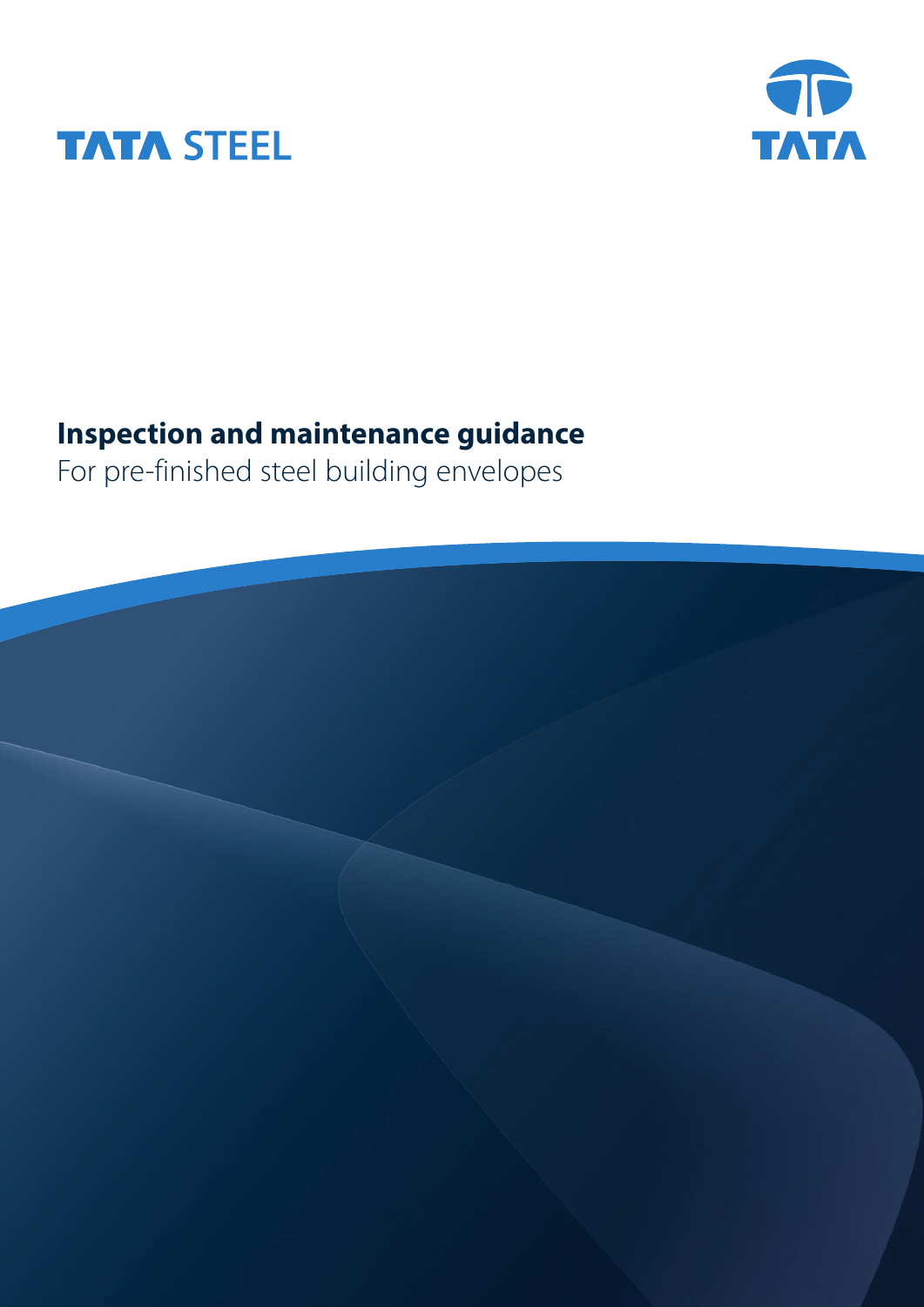TATA STEEL

TATA

# Inspection and maintenance guidance

For pre-finished steel building envelopes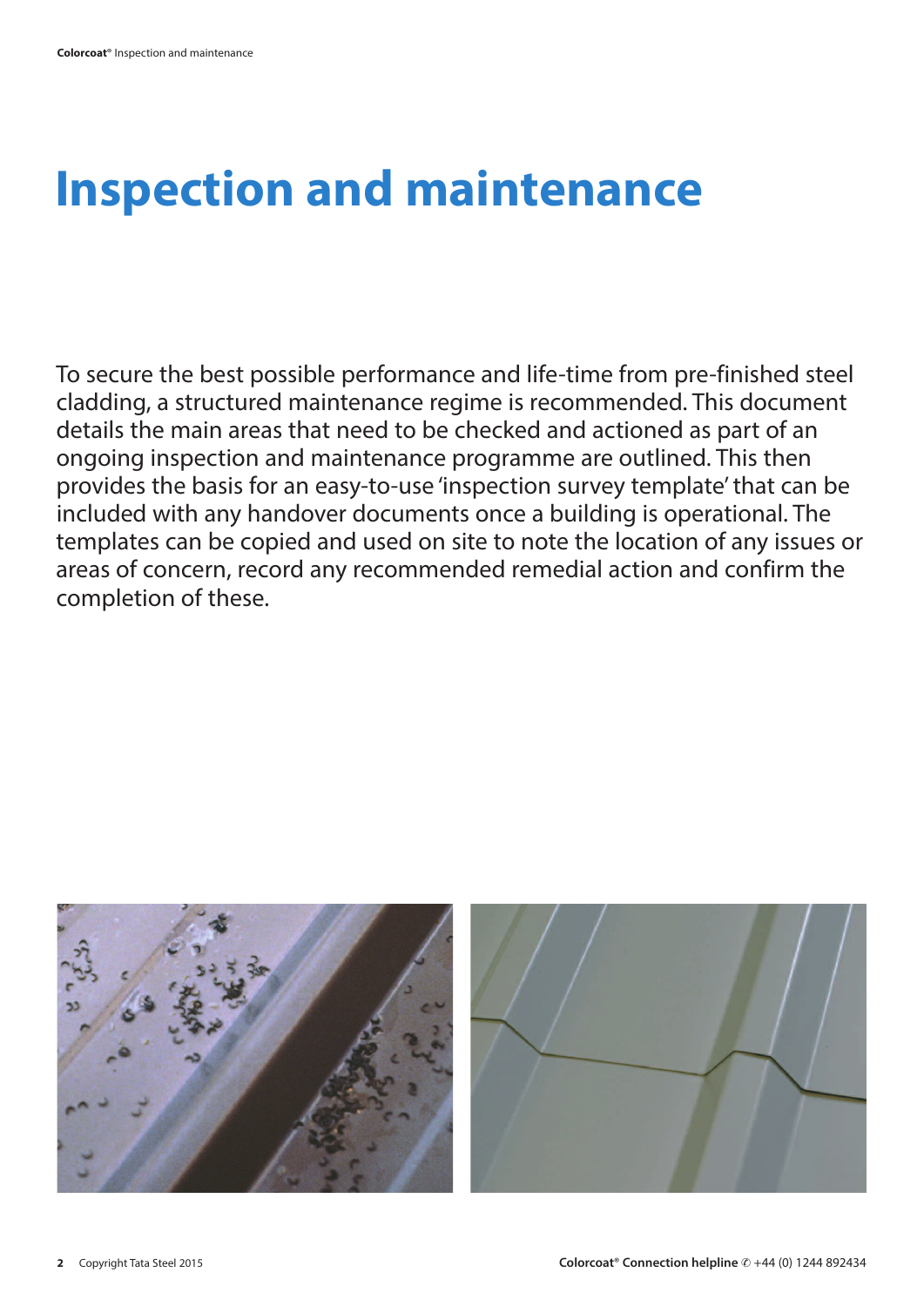# Inspection and maintenance

To secure the best possible performance and life-time from pre-finished steel cladding, a structured maintenance regime is recommended. This document details the main areas that need to be checked and actioned as part of an ongoing inspection and maintenance programme are outlined. This then provides the basis for an easy-to-use 'inspection survey template' that can be included with any handover documents once a building is operational. The templates can be copied and used on site to note the location of any issues or areas of concern, record any recommended remedial action and confirm the completion of these.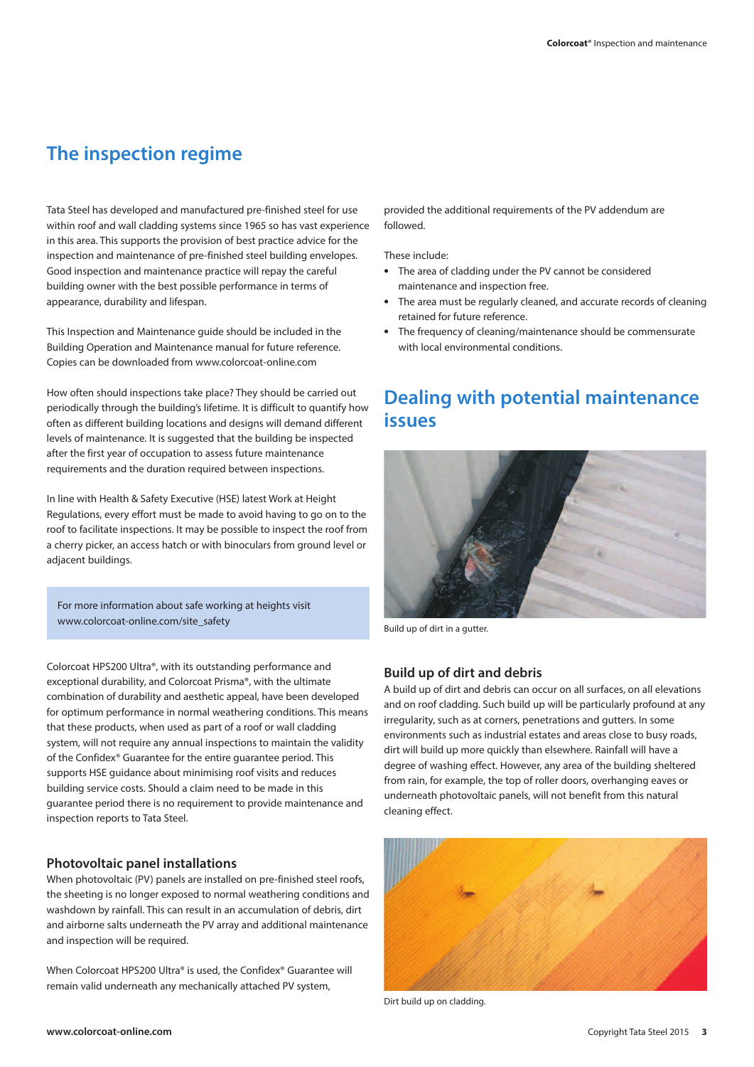# The inspection regime

Tata Steel has developed and manufactured pre-finished steel for use within roof and wall cladding systems since 1965 so has vast experience in this area. This supports the provision of best practice advice for the inspection and maintenance of pre-finished steel building envelopes. Good inspection and maintenance practice will repay the careful building owner with the best possible performance in terms of appearance, durability and lifespan.

This Inspection and Maintenance guide should be included in the Building Operation and Maintenance manual for future reference. Copies can be downloaded from www.colorcoat-online.com

How often should inspections take place? They should be carried out periodically through the building's lifetime. It is difficult to quantify how often as different building locations and designs will demand different levels of maintenance. It is suggested that the building be inspected after the first year of occupation to assess future maintenance requirements and the duration required between inspections.

In line with Health & Safety Executive (HSE) latest Work at Height Regulations, every effort must be made to avoid having to go on to the roof to facilitate inspections. It may be possible to inspect the roof from a cherry picker, an access hatch or with binoculars from ground level or adjacent buildings.

> For more information about safe working at heights visit www.colorcoat-online.com/site_safety

Colorcoat HPS200 Ultra®, with its outstanding performance and exceptional durability, and Colorcoat Prisma®, with the ultimate combination of durability and aesthetic appeal, have been developed for optimum performance in normal weathering conditions. This means that these products, when used as part of a roof or wall cladding system, will not require any annual inspections to maintain the validity of the Confidex® Guarantee for the entire guarantee period. This supports HSE guidance about minimising roof visits and reduces building service costs. Should a claim need to be made in this guarantee period there is no requirement to provide maintenance and inspection reports to Tata Steel.

### Photovoltaic panel installations

When photovoltaic (PV) panels are installed on pre-finished steel roofs, the sheeting is no longer exposed to normal weathering conditions and washdown by rainfall. This can result in an accumulation of debris, dirt and airborne salts underneath the PV array and additional maintenance and inspection will be required.

When Colorcoat HPS200 Ultra® is used, the Confidex® Guarantee will remain valid underneath any mechanically attached PV system, provided the additional requirements of the PV addendum are followed.

These include:

- The area of cladding under the PV cannot be considered maintenance and inspection free.
- The area must be regularly cleaned, and accurate records of cleaning retained for future reference.
- The frequency of cleaning/maintenance should be commensurate with local environmental conditions.

# Dealing with potential maintenance issues

Build up of dirt in a gutter.

### Build up of dirt and debris

A build up of dirt and debris can occur on all surfaces, on all elevations and on roof cladding. Such build up will be particularly profound at any irregularity, such as at corners, penetrations and gutters. In some environments such as industrial estates and areas close to busy roads, dirt will build up more quickly than elsewhere. Rainfall will have a degree of washing effect. However, any area of the building sheltered from rain, for example, the top of roller doors, overhanging eaves or underneath photovoltaic panels, will not benefit from this natural cleaning effect.

Dirt build up on cladding.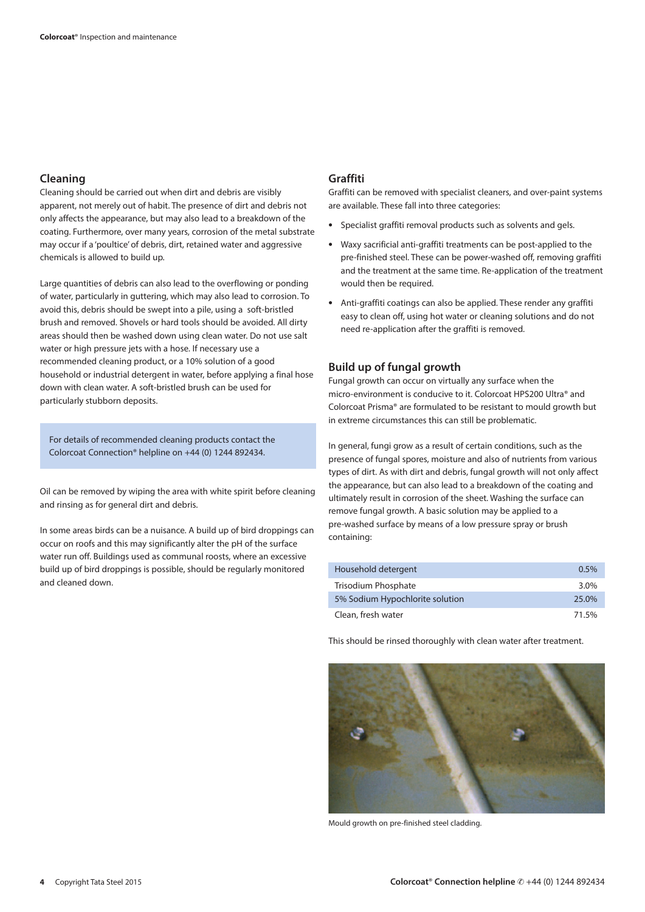## Cleaning

Cleaning should be carried out when dirt and debris are visibly apparent, not merely out of habit. The presence of dirt and debris not only affects the appearance, but may also lead to a breakdown of the coating. Furthermore, over many years, corrosion of the metal substrate may occur if a 'poultice' of debris, dirt, retained water and aggressive chemicals is allowed to build up.

Large quantities of debris can also lead to the overflowing or ponding of water, particularly in guttering, which may also lead to corrosion. To avoid this, debris should be swept into a pile, using a soft-bristled brush and removed. Shovels or hard tools should be avoided. All dirty areas should then be washed down using clean water. Do not use salt water or high pressure jets with a hose. If necessary use a recommended cleaning product, or a 10% solution of a good household or industrial detergent in water, before applying a final hose down with clean water. A soft-bristled brush can be used for particularly stubborn deposits.

For details of recommended cleaning products contact the Colorcoat Connection® helpline on +44 (0) 1244 892434.

Oil can be removed by wiping the area with white spirit before cleaning and rinsing as for general dirt and debris.

In some areas birds can be a nuisance. A build up of bird droppings can occur on roofs and this may significantly alter the pH of the surface water run off. Buildings used as communal roosts, where an excessive build up of bird droppings is possible, should be regularly monitored and cleaned down.

## Graffiti

Graffiti can be removed with specialist cleaners, and over-paint systems are available. These fall into three categories:

- Specialist graffiti removal products such as solvents and gels.
- Waxy sacrificial anti-graffiti treatments can be post-applied to the pre-finished steel. These can be power-washed off, removing graffiti and the treatment at the same time. Re-application of the treatment would then be required.
- Anti-graffiti coatings can also be applied. These render any graffiti easy to clean off, using hot water or cleaning solutions and do not need re-application after the graffiti is removed.

## Build up of fungal growth

Fungal growth can occur on virtually any surface when the micro-environment is conducive to it. Colorcoat HPS200 Ultra® and Colorcoat Prisma® are formulated to be resistant to mould growth but in extreme circumstances this can still be problematic.

In general, fungi grow as a result of certain conditions, such as the presence of fungal spores, moisture and also of nutrients from various types of dirt. As with dirt and debris, fungal growth will not only affect the appearance, but can also lead to a breakdown of the coating and ultimately result in corrosion of the sheet. Washing the surface can remove fungal growth. A basic solution may be applied to a pre-washed surface by means of a low pressure spray or brush containing:

| | |
|---|---|
| Household detergent | 0.5% |
| Trisodium Phosphate | 3.0% |
| 5% Sodium Hypochlorite solution | 25.0% |
| Clean, fresh water | 71.5% |

This should be rinsed thoroughly with clean water after treatment.

Mould growth on pre-finished steel cladding.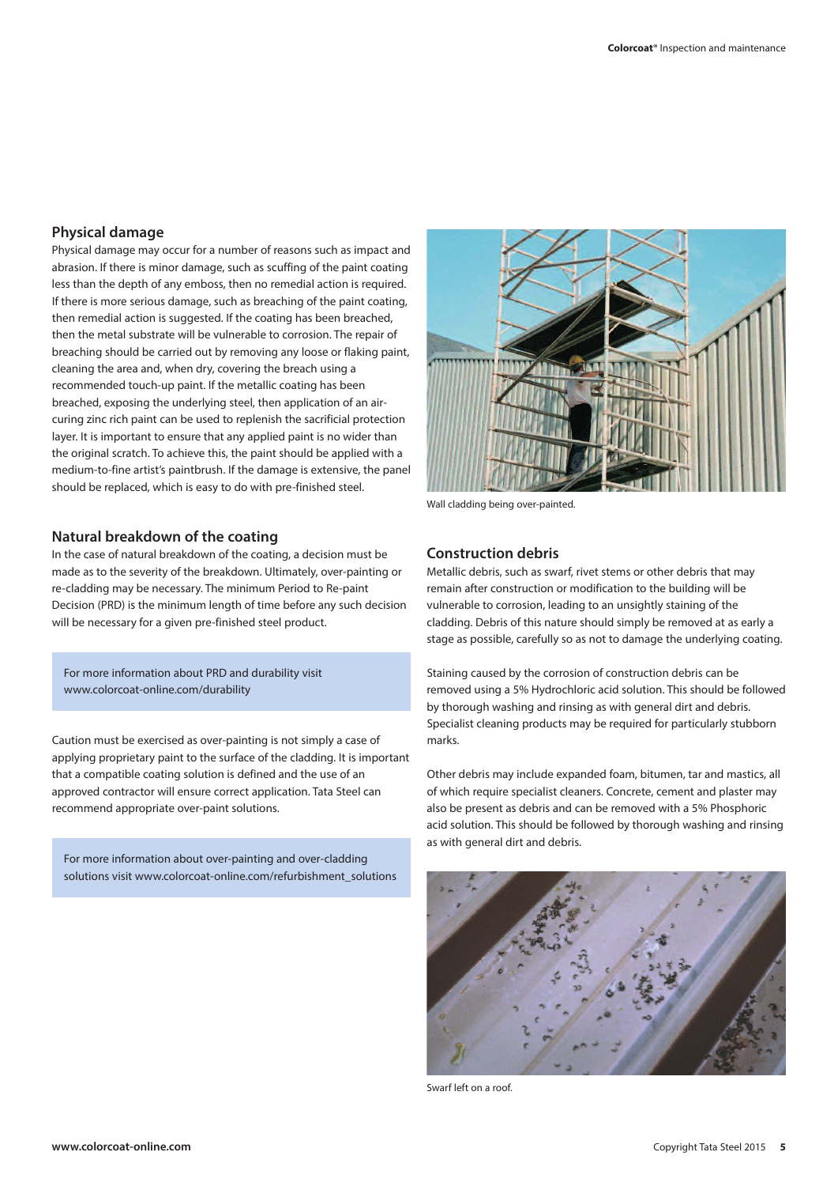## Physical damage

Physical damage may occur for a number of reasons such as impact and abrasion. If there is minor damage, such as scuffing of the paint coating less than the depth of any emboss, then no remedial action is required. If there is more serious damage, such as breaching of the paint coating, then remedial action is suggested. If the coating has been breached, then the metal substrate will be vulnerable to corrosion. The repair of breaching should be carried out by removing any loose or flaking paint, cleaning the area and, when dry, covering the breach using a recommended touch-up paint. If the metallic coating has been breached, exposing the underlying steel, then application of an air-curing zinc rich paint can be used to replenish the sacrificial protection layer. It is important to ensure that any applied paint is no wider than the original scratch. To achieve this, the paint should be applied with a medium-to-fine artist's paintbrush. If the damage is extensive, the panel should be replaced, which is easy to do with pre-finished steel.

## Natural breakdown of the coating

In the case of natural breakdown of the coating, a decision must be made as to the severity of the breakdown. Ultimately, over-painting or re-cladding may be necessary. The minimum Period to Re-paint Decision (PRD) is the minimum length of time before any such decision will be necessary for a given pre-finished steel product.

For more information about PRD and durability visit www.colorcoat-online.com/durability

Caution must be exercised as over-painting is not simply a case of applying proprietary paint to the surface of the cladding. It is important that a compatible coating solution is defined and the use of an approved contractor will ensure correct application. Tata Steel can recommend appropriate over-paint solutions.

For more information about over-painting and over-cladding solutions visit www.colorcoat-online.com/refurbishment_solutions

Wall cladding being over-painted.

## Construction debris

Metallic debris, such as swarf, rivet stems or other debris that may remain after construction or modification to the building will be vulnerable to corrosion, leading to an unsightly staining of the cladding. Debris of this nature should simply be removed at as early a stage as possible, carefully so as not to damage the underlying coating.

Staining caused by the corrosion of construction debris can be removed using a 5% Hydrochloric acid solution. This should be followed by thorough washing and rinsing as with general dirt and debris. Specialist cleaning products may be required for particularly stubborn marks.

Other debris may include expanded foam, bitumen, tar and mastics, all of which require specialist cleaners. Concrete, cement and plaster may also be present as debris and can be removed with a 5% Phosphoric acid solution. This should be followed by thorough washing and rinsing as with general dirt and debris.

Swarf left on a roof.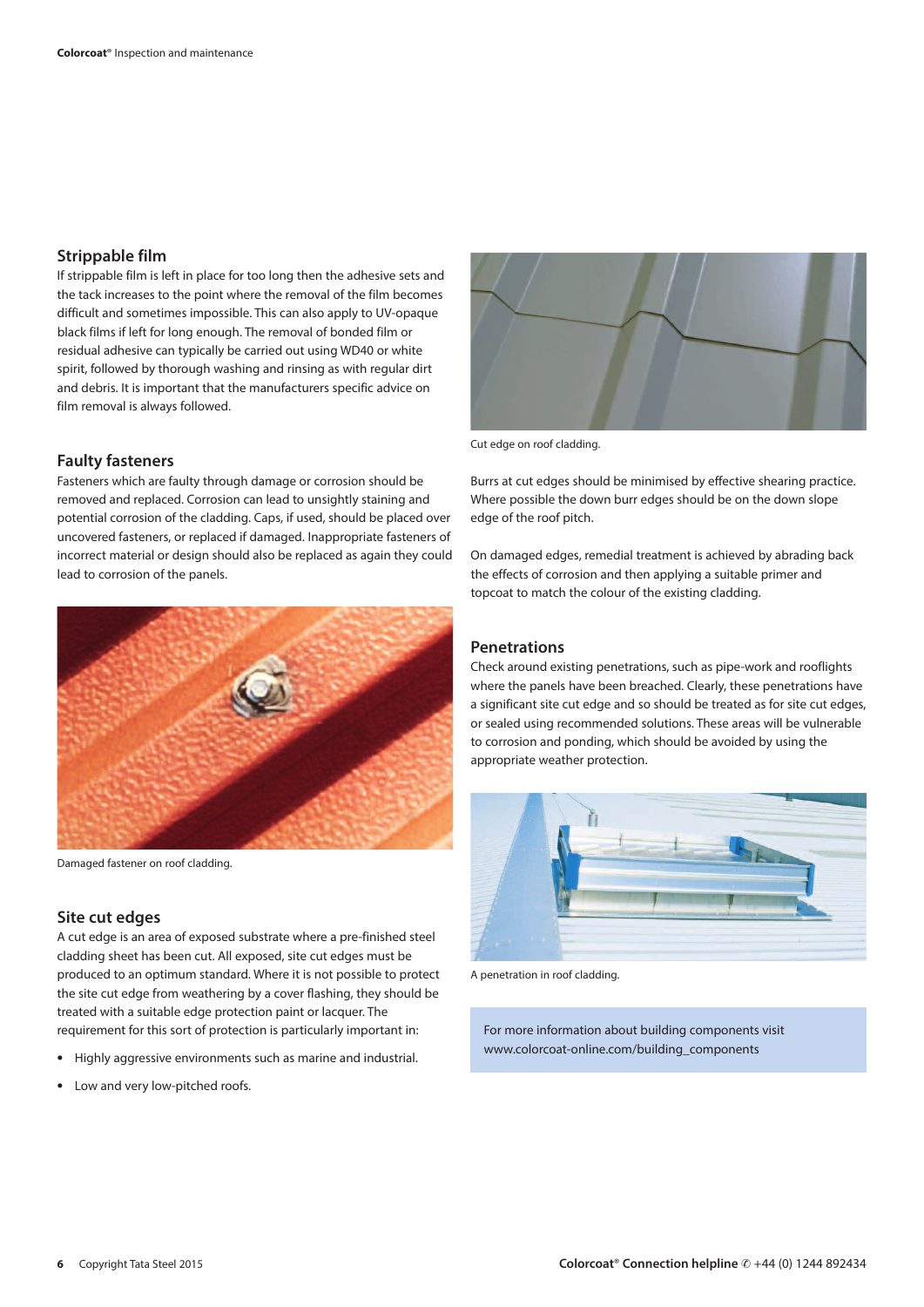## Strippable film

If strippable film is left in place for too long then the adhesive sets and the tack increases to the point where the removal of the film becomes difficult and sometimes impossible. This can also apply to UV-opaque black films if left for long enough. The removal of bonded film or residual adhesive can typically be carried out using WD40 or white spirit, followed by thorough washing and rinsing as with regular dirt and debris. It is important that the manufacturers specific advice on film removal is always followed.

## Faulty fasteners

Fasteners which are faulty through damage or corrosion should be removed and replaced. Corrosion can lead to unsightly staining and potential corrosion of the cladding. Caps, if used, should be placed over uncovered fasteners, or replaced if damaged. Inappropriate fasteners of incorrect material or design should also be replaced as again they could lead to corrosion of the panels.

Damaged fastener on roof cladding.

## Site cut edges

A cut edge is an area of exposed substrate where a pre-finished steel cladding sheet has been cut. All exposed, site cut edges must be produced to an optimum standard. Where it is not possible to protect the site cut edge from weathering by a cover flashing, they should be treated with a suitable edge protection paint or lacquer. The requirement for this sort of protection is particularly important in:

- Highly aggressive environments such as marine and industrial.
- Low and very low-pitched roofs.

Cut edge on roof cladding.

Burrs at cut edges should be minimised by effective shearing practice. Where possible the down burr edges should be on the down slope edge of the roof pitch.

On damaged edges, remedial treatment is achieved by abrading back the effects of corrosion and then applying a suitable primer and topcoat to match the colour of the existing cladding.

## Penetrations

Check around existing penetrations, such as pipe-work and rooflights where the panels have been breached. Clearly, these penetrations have a significant site cut edge and so should be treated as for site cut edges, or sealed using recommended solutions. These areas will be vulnerable to corrosion and ponding, which should be avoided by using the appropriate weather protection.

A penetration in roof cladding.

For more information about building components visit www.colorcoat-online.com/building_components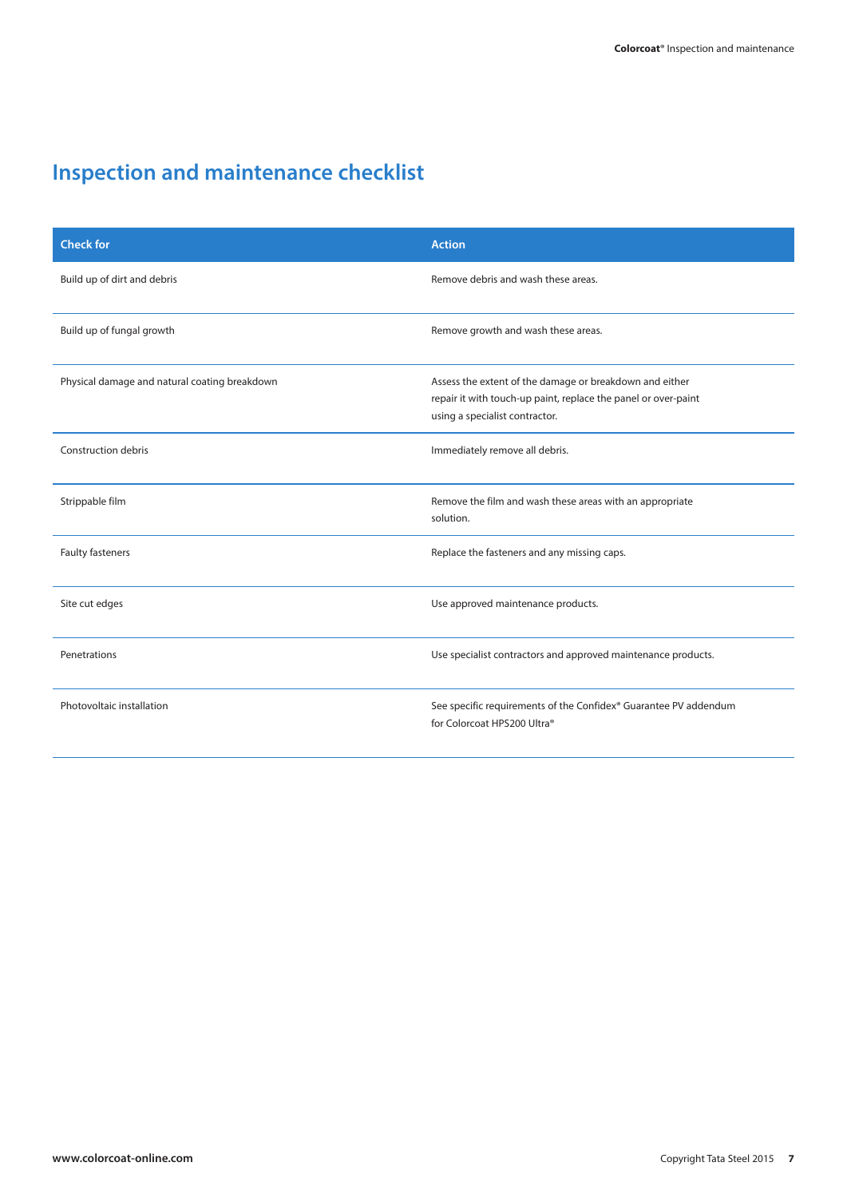# Inspection and maintenance checklist

| Check for | Action |
|---|---|
| Build up of dirt and debris | Remove debris and wash these areas. |
| Build up of fungal growth | Remove growth and wash these areas. |
| Physical damage and natural coating breakdown | Assess the extent of the damage or breakdown and either repair it with touch-up paint, replace the panel or over-paint using a specialist contractor. |
| Construction debris | Immediately remove all debris. |
| Strippable film | Remove the film and wash these areas with an appropriate solution. |
| Faulty fasteners | Replace the fasteners and any missing caps. |
| Site cut edges | Use approved maintenance products. |
| Penetrations | Use specialist contractors and approved maintenance products. |
| Photovoltaic installation | See specific requirements of the Confidex® Guarantee PV addendum for Colorcoat HPS200 Ultra® |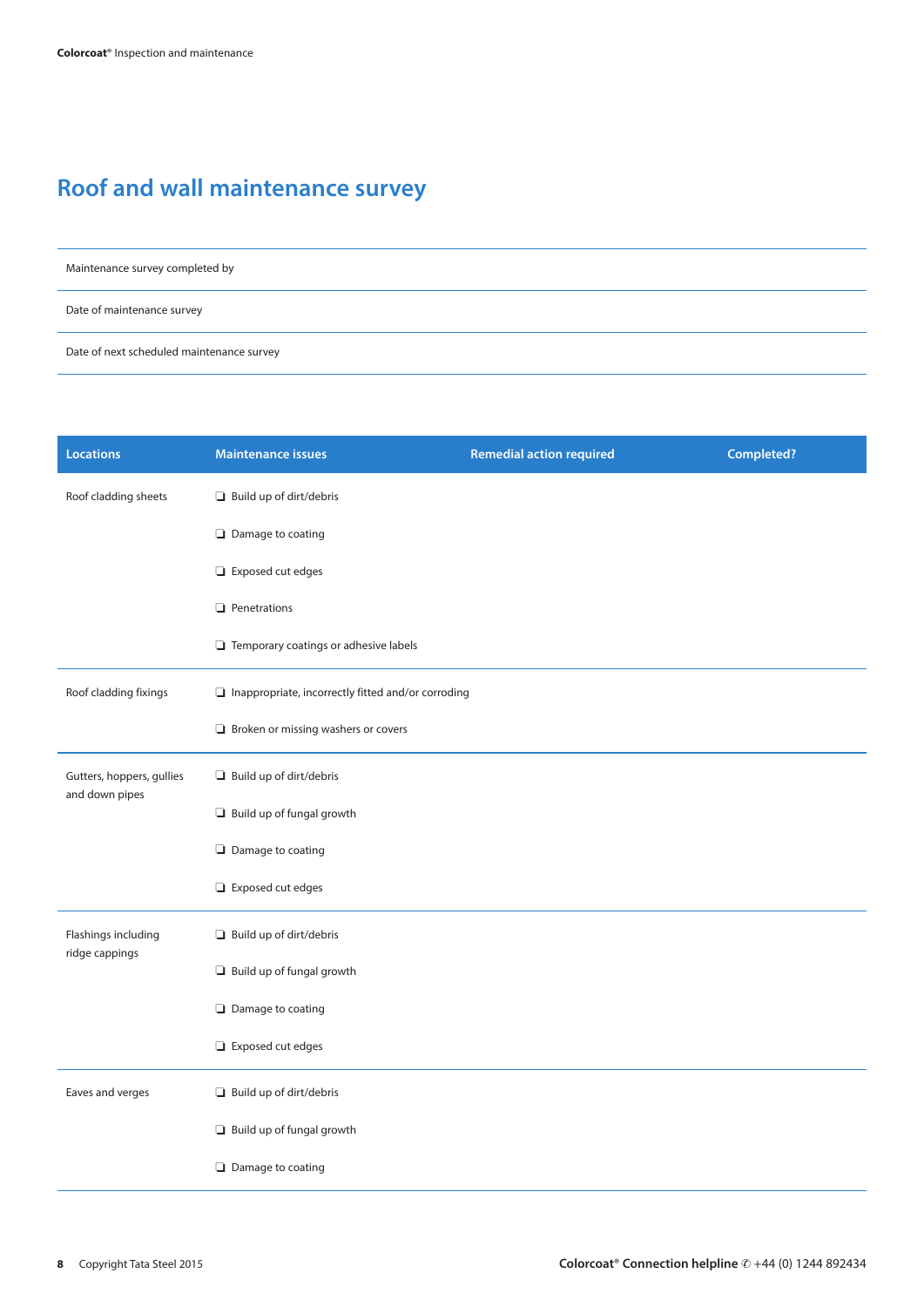# Roof and wall maintenance survey

| | |
|---|---|
| Maintenance survey completed by | |
| Date of maintenance survey | |
| Date of next scheduled maintenance survey | |

| Locations | Maintenance issues | Remedial action required | Completed? |
|---|---|---|---|
| Roof cladding sheets | ❏ Build up of dirt/debris | | |
| | ❏ Damage to coating | | |
| | ❏ Exposed cut edges | | |
| | ❏ Penetrations | | |
| | ❏ Temporary coatings or adhesive labels | | |
| Roof cladding fixings | ❏ Inappropriate, incorrectly fitted and/or corroding | | |
| | ❏ Broken or missing washers or covers | | |
| Gutters, hoppers, gullies and down pipes | ❏ Build up of dirt/debris | | |
| | ❏ Build up of fungal growth | | |
| | ❏ Damage to coating | | |
| | ❏ Exposed cut edges | | |
| Flashings including ridge cappings | ❏ Build up of dirt/debris | | |
| | ❏ Build up of fungal growth | | |
| | ❏ Damage to coating | | |
| | ❏ Exposed cut edges | | |
| Eaves and verges | ❏ Build up of dirt/debris | | |
| | ❏ Build up of fungal growth | | |
| | ❏ Damage to coating | | |

Copyright Tata Steel 2015

**Colorcoat® Connection helpline** ✆ +44 (0) 1244 892434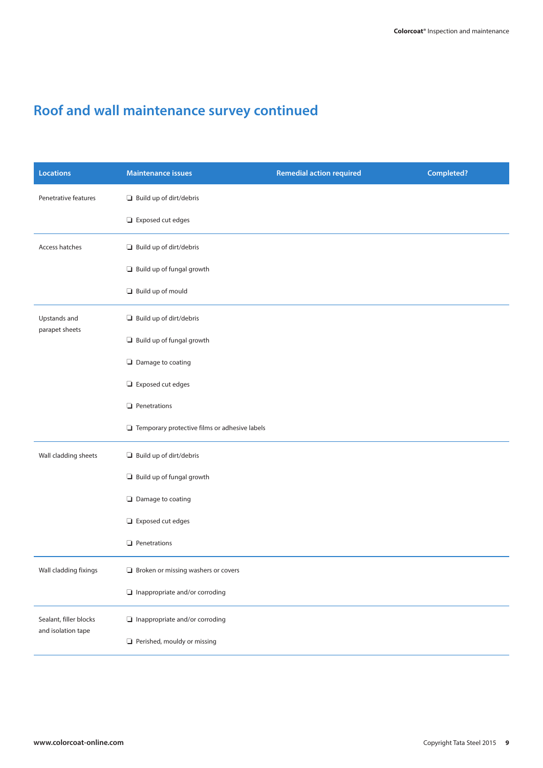## Roof and wall maintenance survey continued

| Locations | Maintenance issues | Remedial action required | Completed? |
|---|---|---|---|
| Penetrative features | ❑ Build up of dirt/debris | | |
| | ❑ Exposed cut edges | | |
| Access hatches | ❑ Build up of dirt/debris | | |
| | ❑ Build up of fungal growth | | |
| | ❑ Build up of mould | | |
| Upstands and parapet sheets | ❑ Build up of dirt/debris | | |
| | ❑ Build up of fungal growth | | |
| | ❑ Damage to coating | | |
| | ❑ Exposed cut edges | | |
| | ❑ Penetrations | | |
| | ❑ Temporary protective films or adhesive labels | | |
| Wall cladding sheets | ❑ Build up of dirt/debris | | |
| | ❑ Build up of fungal growth | | |
| | ❑ Damage to coating | | |
| | ❑ Exposed cut edges | | |
| | ❑ Penetrations | | |
| Wall cladding fixings | ❑ Broken or missing washers or covers | | |
| | ❑ Inappropriate and/or corroding | | |
| Sealant, filler blocks and isolation tape | ❑ Inappropriate and/or corroding | | |
| | ❑ Perished, mouldy or missing | | |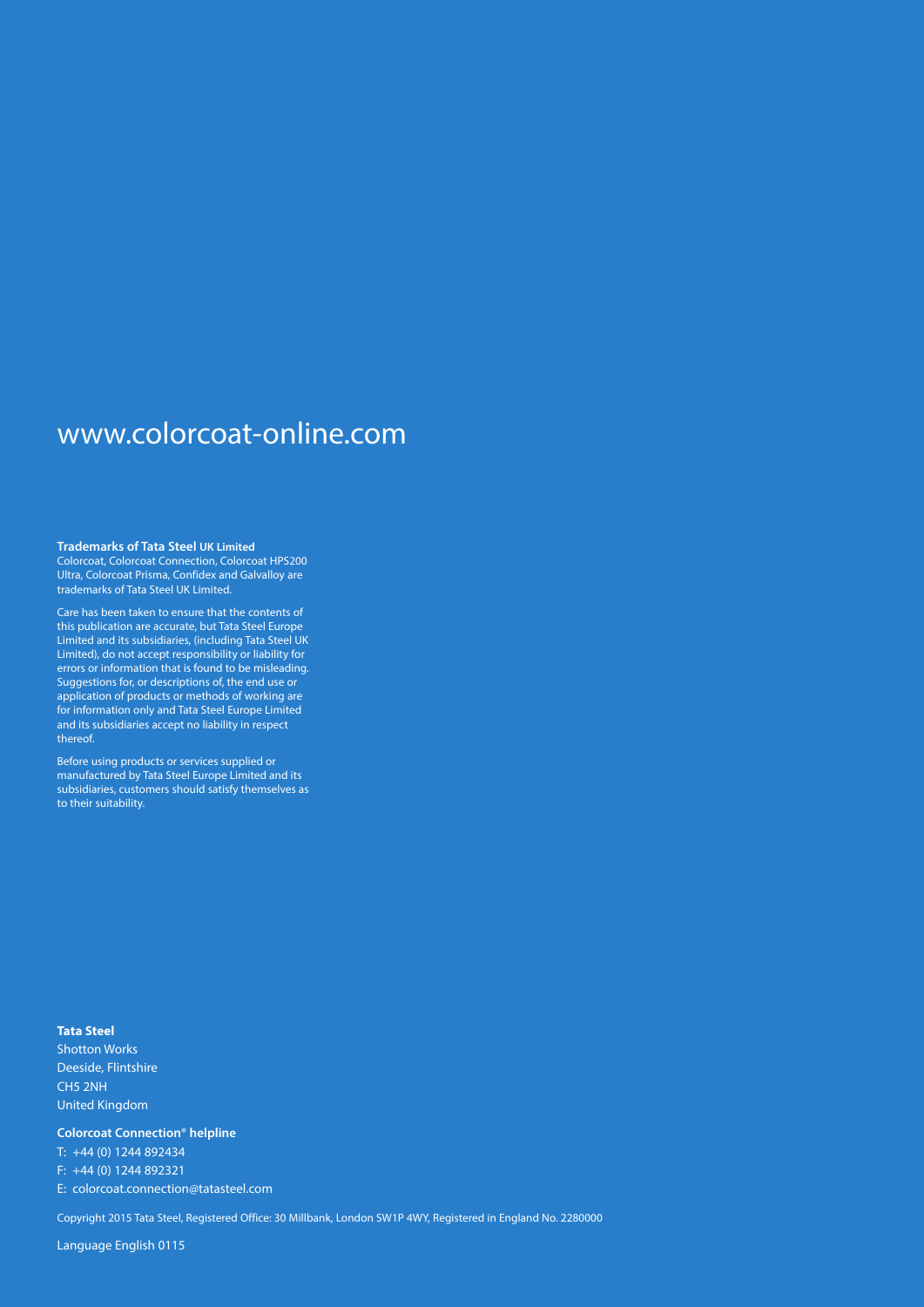www.colorcoat-online.com

**Trademarks of Tata Steel UK Limited**
Colorcoat, Colorcoat Connection, Colorcoat HPS200 Ultra, Colorcoat Prisma, Confidex and Galvalloy are trademarks of Tata Steel UK Limited.

Care has been taken to ensure that the contents of this publication are accurate, but Tata Steel Europe Limited and its subsidiaries, (including Tata Steel UK Limited), do not accept responsibility or liability for errors or information that is found to be misleading. Suggestions for, or descriptions of, the end use or application of products or methods of working are for information only and Tata Steel Europe Limited and its subsidiaries accept no liability in respect thereof.

Before using products or services supplied or manufactured by Tata Steel Europe Limited and its subsidiaries, customers should satisfy themselves as to their suitability.

**Tata Steel**
Shotton Works
Deeside, Flintshire
CH5 2NH
United Kingdom

**Colorcoat Connection® helpline**
T: +44 (0) 1244 892434
F: +44 (0) 1244 892321
E: colorcoat.connection@tatasteel.com

Copyright 2015 Tata Steel, Registered Office: 30 Millbank, London SW1P 4WY, Registered in England No. 2280000

Language English 0115